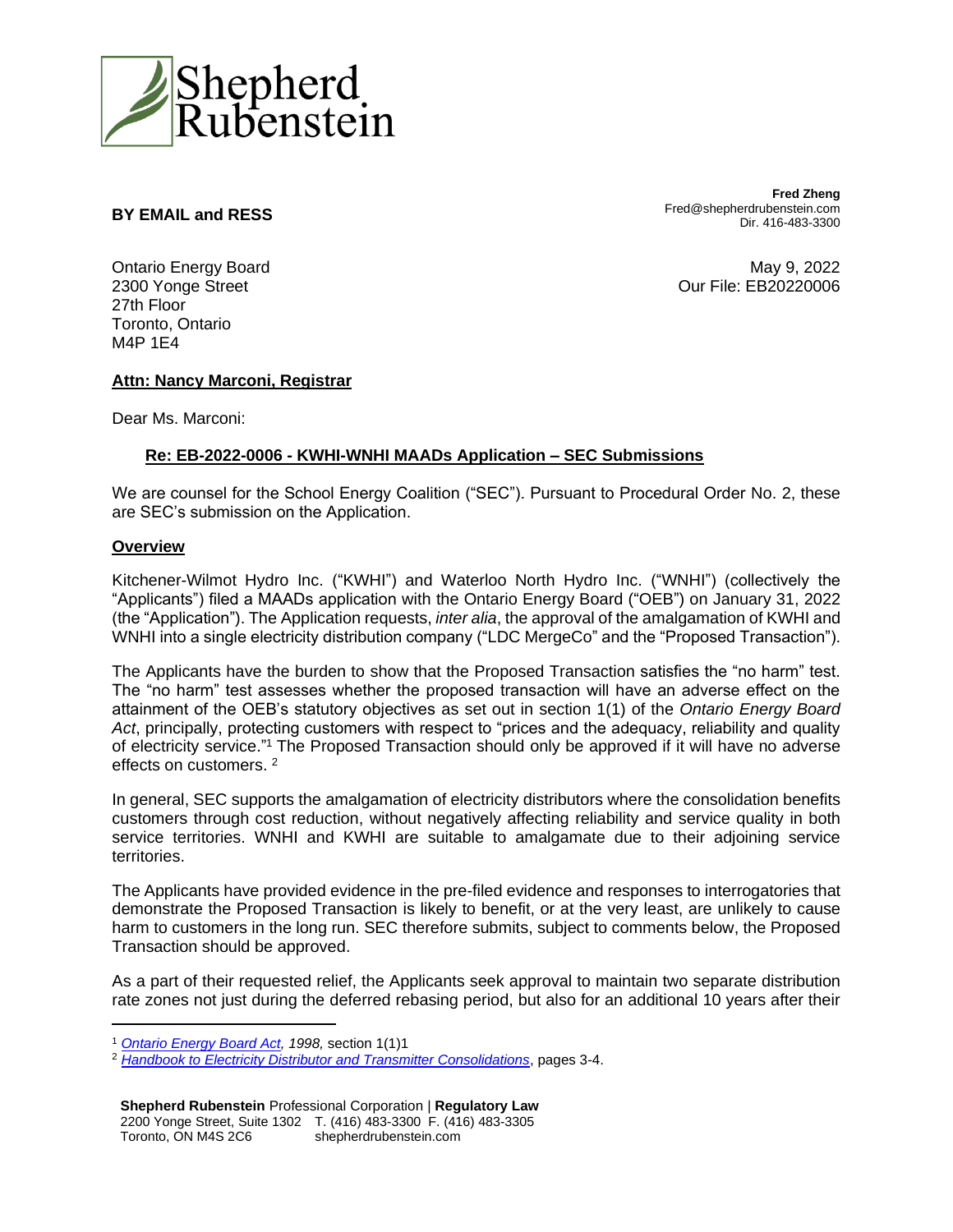**BY EMAIL and RESS**

**Fred Zheng**
Fred@shepherdrubenstein.com
Dir. 416-483-3300

Ontario Energy Board
2300 Yonge Street
27th Floor
Toronto, Ontario
M4P 1E4

May 9, 2022
Our File: EB20220006

**Attn: Nancy Marconi, Registrar**

Dear Ms. Marconi:

**Re: EB-2022-0006 - KWHI-WNHI MAADs Application – SEC Submissions**

We are counsel for the School Energy Coalition ("SEC"). Pursuant to Procedural Order No. 2, these are SEC's submission on the Application.

**Overview**

Kitchener-Wilmot Hydro Inc. ("KWHI") and Waterloo North Hydro Inc. ("WNHI") (collectively the "Applicants") filed a MAADs application with the Ontario Energy Board ("OEB") on January 31, 2022 (the "Application"). The Application requests, *inter alia*, the approval of the amalgamation of KWHI and WNHI into a single electricity distribution company ("LDC MergeCo" and the "Proposed Transaction").

The Applicants have the burden to show that the Proposed Transaction satisfies the "no harm" test. The "no harm" test assesses whether the proposed transaction will have an adverse effect on the attainment of the OEB's statutory objectives as set out in section 1(1) of the *Ontario Energy Board Act*, principally, protecting customers with respect to "prices and the adequacy, reliability and quality of electricity service."[1] The Proposed Transaction should only be approved if it will have no adverse effects on customers. [2]

In general, SEC supports the amalgamation of electricity distributors where the consolidation benefits customers through cost reduction, without negatively affecting reliability and service quality in both service territories. WNHI and KWHI are suitable to amalgamate due to their adjoining service territories.

The Applicants have provided evidence in the pre-filed evidence and responses to interrogatories that demonstrate the Proposed Transaction is likely to benefit, or at the very least, are unlikely to cause harm to customers in the long run. SEC therefore submits, subject to comments below, the Proposed Transaction should be approved.

As a part of their requested relief, the Applicants seek approval to maintain two separate distribution rate zones not just during the deferred rebasing period, but also for an additional 10 years after their

---

[1] *Ontario Energy Board Act, 1998,* section 1(1)1

[2] *Handbook to Electricity Distributor and Transmitter Consolidations*, pages 3-4.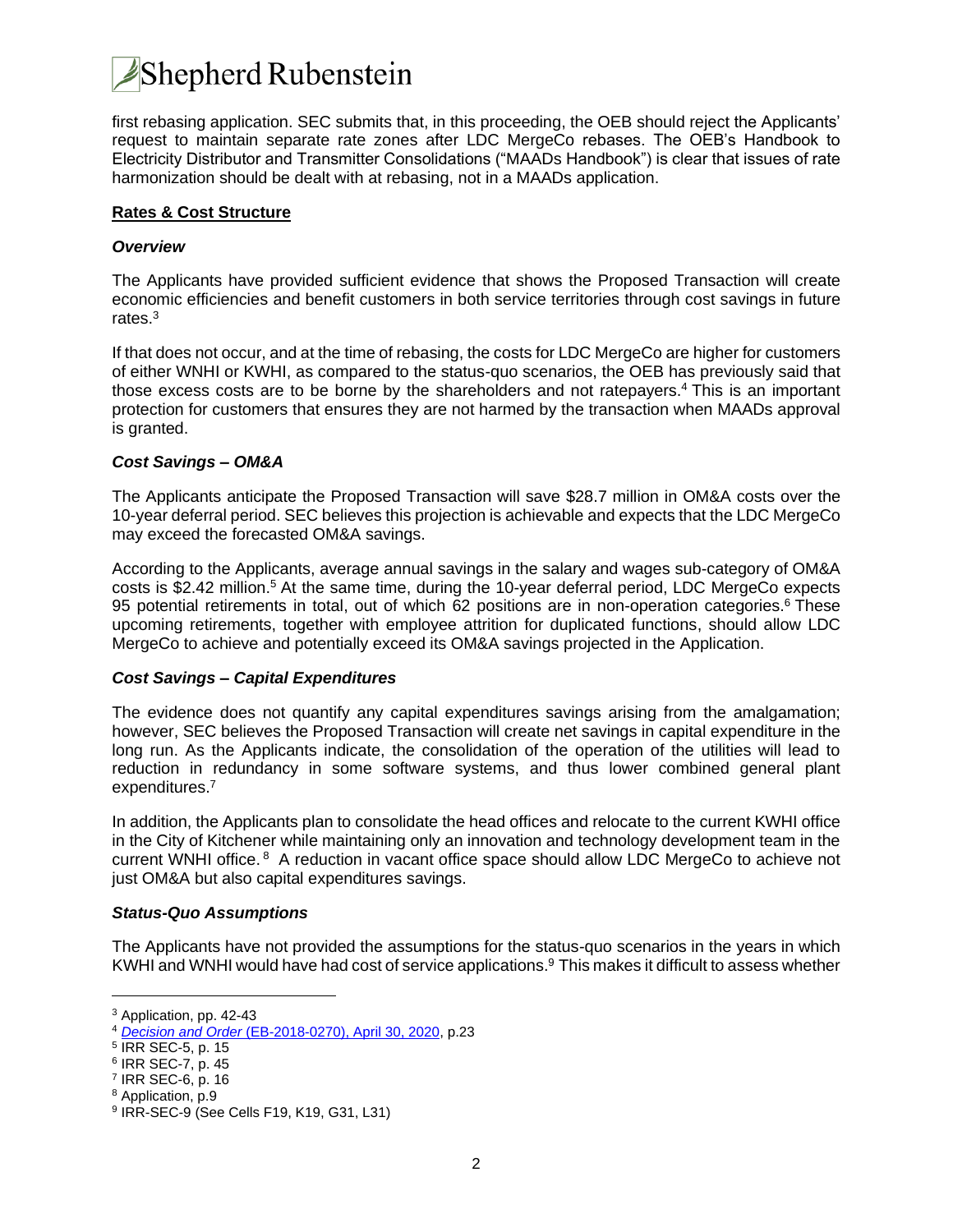first rebasing application. SEC submits that, in this proceeding, the OEB should reject the Applicants' request to maintain separate rate zones after LDC MergeCo rebases. The OEB's Handbook to Electricity Distributor and Transmitter Consolidations ("MAADs Handbook") is clear that issues of rate harmonization should be dealt with at rebasing, not in a MAADs application.

**Rates & Cost Structure**

***Overview***

The Applicants have provided sufficient evidence that shows the Proposed Transaction will create economic efficiencies and benefit customers in both service territories through cost savings in future rates.[3]

If that does not occur, and at the time of rebasing, the costs for LDC MergeCo are higher for customers of either WNHI or KWHI, as compared to the status-quo scenarios, the OEB has previously said that those excess costs are to be borne by the shareholders and not ratepayers.[4] This is an important protection for customers that ensures they are not harmed by the transaction when MAADs approval is granted.

***Cost Savings – OM&A***

The Applicants anticipate the Proposed Transaction will save $28.7 million in OM&A costs over the 10-year deferral period. SEC believes this projection is achievable and expects that the LDC MergeCo may exceed the forecasted OM&A savings.

According to the Applicants, average annual savings in the salary and wages sub-category of OM&A costs is $2.42 million.[5] At the same time, during the 10-year deferral period, LDC MergeCo expects 95 potential retirements in total, out of which 62 positions are in non-operation categories.[6] These upcoming retirements, together with employee attrition for duplicated functions, should allow LDC MergeCo to achieve and potentially exceed its OM&A savings projected in the Application.

***Cost Savings – Capital Expenditures***

The evidence does not quantify any capital expenditures savings arising from the amalgamation; however, SEC believes the Proposed Transaction will create net savings in capital expenditure in the long run. As the Applicants indicate, the consolidation of the operation of the utilities will lead to reduction in redundancy in some software systems, and thus lower combined general plant expenditures.[7]

In addition, the Applicants plan to consolidate the head offices and relocate to the current KWHI office in the City of Kitchener while maintaining only an innovation and technology development team in the current WNHI office.[8] A reduction in vacant office space should allow LDC MergeCo to achieve not just OM&A but also capital expenditures savings.

***Status-Quo Assumptions***

The Applicants have not provided the assumptions for the status-quo scenarios in the years in which KWHI and WNHI would have had cost of service applications.[9] This makes it difficult to assess whether

---

[3] Application, pp. 42-43

[4] *Decision and Order* (EB-2018-0270), April 30, 2020, p.23

[5] IRR SEC-5, p. 15

[6] IRR SEC-7, p. 45

[7] IRR SEC-6, p. 16

[8] Application, p.9

[9] IRR-SEC-9 (See Cells F19, K19, G31, L31)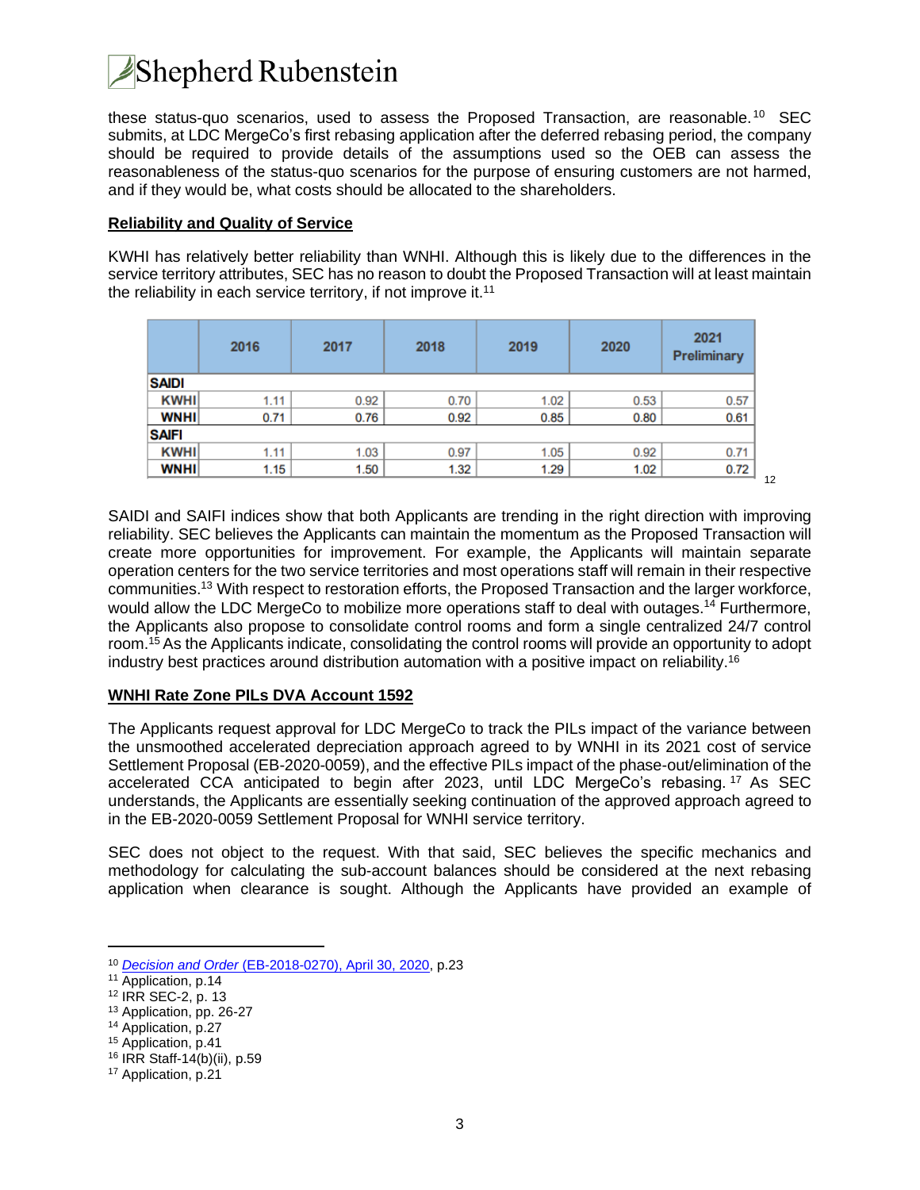these status-quo scenarios, used to assess the Proposed Transaction, are reasonable.[10] SEC submits, at LDC MergeCo's first rebasing application after the deferred rebasing period, the company should be required to provide details of the assumptions used so the OEB can assess the reasonableness of the status-quo scenarios for the purpose of ensuring customers are not harmed, and if they would be, what costs should be allocated to the shareholders.

**Reliability and Quality of Service**

KWHI has relatively better reliability than WNHI. Although this is likely due to the differences in the service territory attributes, SEC has no reason to doubt the Proposed Transaction will at least maintain the reliability in each service territory, if not improve it.[11]

| | 2016 | 2017 | 2018 | 2019 | 2020 | 2021 Preliminary |
|---|---|---|---|---|---|---|
| **SAIDI** | | | | | | |
| **KWHI** | 1.11 | 0.92 | 0.70 | 1.02 | 0.53 | 0.57 |
| **WNHI** | 0.71 | 0.76 | 0.92 | 0.85 | 0.80 | 0.61 |
| **SAIFI** | | | | | | |
| **KWHI** | 1.11 | 1.03 | 0.97 | 1.05 | 0.92 | 0.71 |
| **WNHI** | 1.15 | 1.50 | 1.32 | 1.29 | 1.02 | 0.72 |

[12]

SAIDI and SAIFI indices show that both Applicants are trending in the right direction with improving reliability. SEC believes the Applicants can maintain the momentum as the Proposed Transaction will create more opportunities for improvement. For example, the Applicants will maintain separate operation centers for the two service territories and most operations staff will remain in their respective communities.[13] With respect to restoration efforts, the Proposed Transaction and the larger workforce, would allow the LDC MergeCo to mobilize more operations staff to deal with outages.[14] Furthermore, the Applicants also propose to consolidate control rooms and form a single centralized 24/7 control room.[15] As the Applicants indicate, consolidating the control rooms will provide an opportunity to adopt industry best practices around distribution automation with a positive impact on reliability.[16]

**WNHI Rate Zone PILs DVA Account 1592**

The Applicants request approval for LDC MergeCo to track the PILs impact of the variance between the unsmoothed accelerated depreciation approach agreed to by WNHI in its 2021 cost of service Settlement Proposal (EB-2020-0059), and the effective PILs impact of the phase-out/elimination of the accelerated CCA anticipated to begin after 2023, until LDC MergeCo's rebasing.[17] As SEC understands, the Applicants are essentially seeking continuation of the approved approach agreed to in the EB-2020-0059 Settlement Proposal for WNHI service territory.

SEC does not object to the request. With that said, SEC believes the specific mechanics and methodology for calculating the sub-account balances should be considered at the next rebasing application when clearance is sought. Although the Applicants have provided an example of

---

[10] *Decision and Order* (EB-2018-0270), April 30, 2020, p.23
[11] Application, p.14
[12] IRR SEC-2, p. 13
[13] Application, pp. 26-27
[14] Application, p.27
[15] Application, p.41
[16] IRR Staff-14(b)(ii), p.59
[17] Application, p.21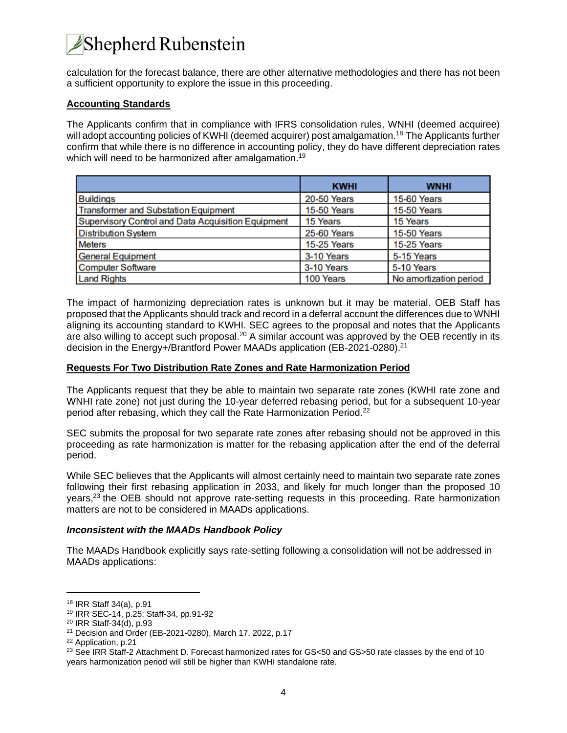calculation for the forecast balance, there are other alternative methodologies and there has not been a sufficient opportunity to explore the issue in this proceeding.

**Accounting Standards**

The Applicants confirm that in compliance with IFRS consolidation rules, WNHI (deemed acquiree) will adopt accounting policies of KWHI (deemed acquirer) post amalgamation.[18] The Applicants further confirm that while there is no difference in accounting policy, they do have different depreciation rates which will need to be harmonized after amalgamation.[19]

| | KWHI | WNHI |
|---|---|---|
| Buildings | 20-50 Years | 15-60 Years |
| Transformer and Substation Equipment | 15-50 Years | 15-50 Years |
| Supervisory Control and Data Acquisition Equipment | 15 Years | 15 Years |
| Distribution System | 25-60 Years | 15-50 Years |
| Meters | 15-25 Years | 15-25 Years |
| General Equipment | 3-10 Years | 5-15 Years |
| Computer Software | 3-10 Years | 5-10 Years |
| Land Rights | 100 Years | No amortization period |

The impact of harmonizing depreciation rates is unknown but it may be material. OEB Staff has proposed that the Applicants should track and record in a deferral account the differences due to WNHI aligning its accounting standard to KWHI. SEC agrees to the proposal and notes that the Applicants are also willing to accept such proposal.[20] A similar account was approved by the OEB recently in its decision in the Energy+/Brantford Power MAADs application (EB-2021-0280).[21]

**Requests For Two Distribution Rate Zones and Rate Harmonization Period**

The Applicants request that they be able to maintain two separate rate zones (KWHI rate zone and WNHI rate zone) not just during the 10-year deferred rebasing period, but for a subsequent 10-year period after rebasing, which they call the Rate Harmonization Period.[22]

SEC submits the proposal for two separate rate zones after rebasing should not be approved in this proceeding as rate harmonization is matter for the rebasing application after the end of the deferral period.

While SEC believes that the Applicants will almost certainly need to maintain two separate rate zones following their first rebasing application in 2033, and likely for much longer than the proposed 10 years,[23] the OEB should not approve rate-setting requests in this proceeding. Rate harmonization matters are not to be considered in MAADs applications.

***Inconsistent with the MAADs Handbook Policy***

The MAADs Handbook explicitly says rate-setting following a consolidation will not be addressed in MAADs applications:

---

[18] IRR Staff 34(a), p.91

[19] IRR SEC-14, p.25; Staff-34, pp.91-92

[20] IRR Staff-34(d), p.93

[21] Decision and Order (EB-2021-0280), March 17, 2022, p.17

[22] Application, p.21

[23] See IRR Staff-2 Attachment D. Forecast harmonized rates for GS<50 and GS>50 rate classes by the end of 10 years harmonization period will still be higher than KWHI standalone rate.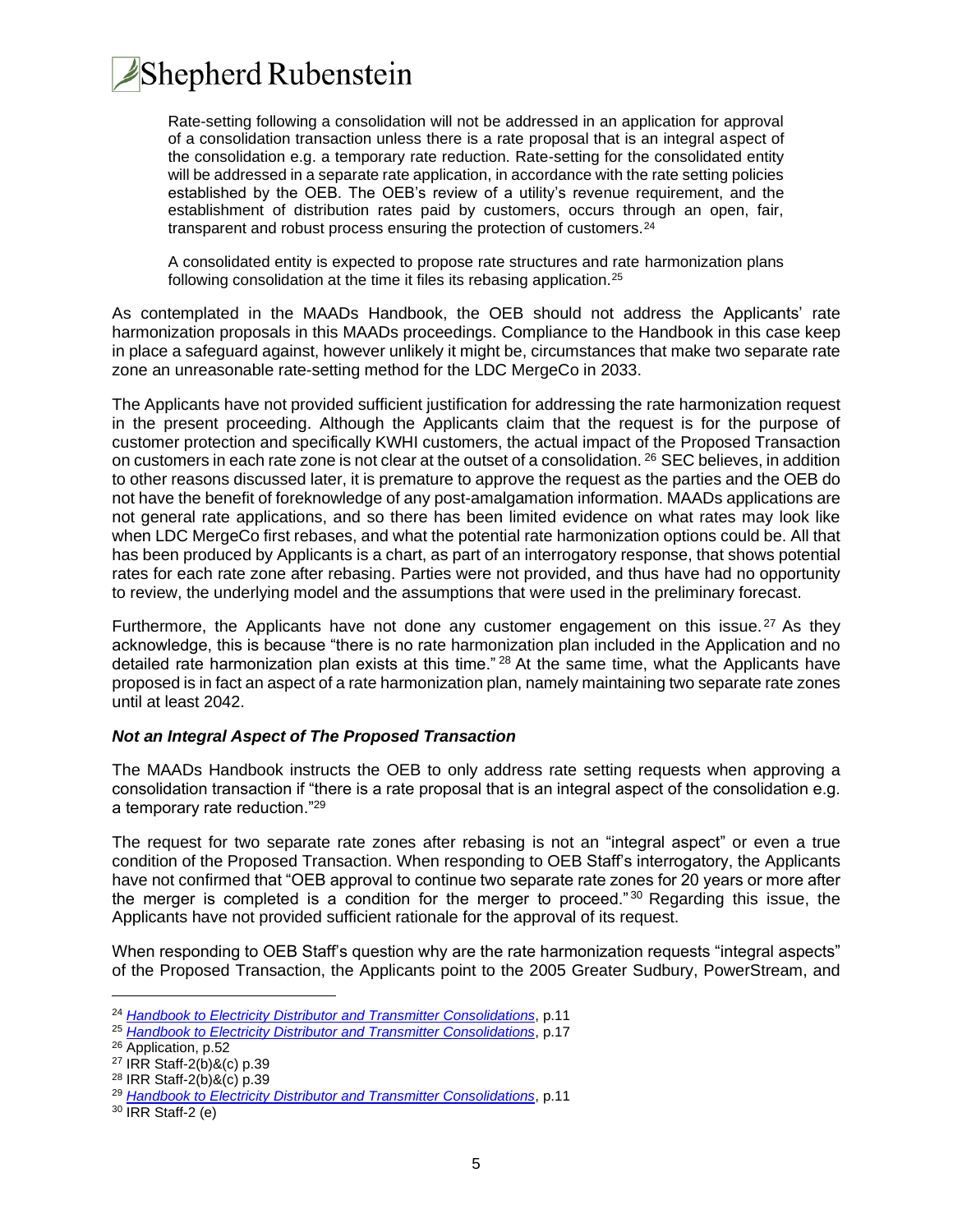> Rate-setting following a consolidation will not be addressed in an application for approval of a consolidation transaction unless there is a rate proposal that is an integral aspect of the consolidation e.g. a temporary rate reduction. Rate-setting for the consolidated entity will be addressed in a separate rate application, in accordance with the rate setting policies established by the OEB. The OEB's review of a utility's revenue requirement, and the establishment of distribution rates paid by customers, occurs through an open, fair, transparent and robust process ensuring the protection of customers.[24]
>
> A consolidated entity is expected to propose rate structures and rate harmonization plans following consolidation at the time it files its rebasing application.[25]

As contemplated in the MAADs Handbook, the OEB should not address the Applicants' rate harmonization proposals in this MAADs proceedings. Compliance to the Handbook in this case keep in place a safeguard against, however unlikely it might be, circumstances that make two separate rate zone an unreasonable rate-setting method for the LDC MergeCo in 2033.

The Applicants have not provided sufficient justification for addressing the rate harmonization request in the present proceeding. Although the Applicants claim that the request is for the purpose of customer protection and specifically KWHI customers, the actual impact of the Proposed Transaction on customers in each rate zone is not clear at the outset of a consolidation.[26] SEC believes, in addition to other reasons discussed later, it is premature to approve the request as the parties and the OEB do not have the benefit of foreknowledge of any post-amalgamation information. MAADs applications are not general rate applications, and so there has been limited evidence on what rates may look like when LDC MergeCo first rebases, and what the potential rate harmonization options could be. All that has been produced by Applicants is a chart, as part of an interrogatory response, that shows potential rates for each rate zone after rebasing. Parties were not provided, and thus have had no opportunity to review, the underlying model and the assumptions that were used in the preliminary forecast.

Furthermore, the Applicants have not done any customer engagement on this issue.[27] As they acknowledge, this is because "there is no rate harmonization plan included in the Application and no detailed rate harmonization plan exists at this time."[28] At the same time, what the Applicants have proposed is in fact an aspect of a rate harmonization plan, namely maintaining two separate rate zones until at least 2042.

### *Not an Integral Aspect of The Proposed Transaction*

The MAADs Handbook instructs the OEB to only address rate setting requests when approving a consolidation transaction if "there is a rate proposal that is an integral aspect of the consolidation e.g. a temporary rate reduction."[29]

The request for two separate rate zones after rebasing is not an "integral aspect" or even a true condition of the Proposed Transaction. When responding to OEB Staff's interrogatory, the Applicants have not confirmed that "OEB approval to continue two separate rate zones for 20 years or more after the merger is completed is a condition for the merger to proceed."[30] Regarding this issue, the Applicants have not provided sufficient rationale for the approval of its request.

When responding to OEB Staff's question why are the rate harmonization requests "integral aspects" of the Proposed Transaction, the Applicants point to the 2005 Greater Sudbury, PowerStream, and

---

[24] [Handbook to Electricity Distributor and Transmitter Consolidations](), p.11

[25] [Handbook to Electricity Distributor and Transmitter Consolidations](), p.17

[26] Application, p.52

[27] IRR Staff-2(b)&(c) p.39

[28] IRR Staff-2(b)&(c) p.39

[29] [Handbook to Electricity Distributor and Transmitter Consolidations](), p.11

[30] IRR Staff-2 (e)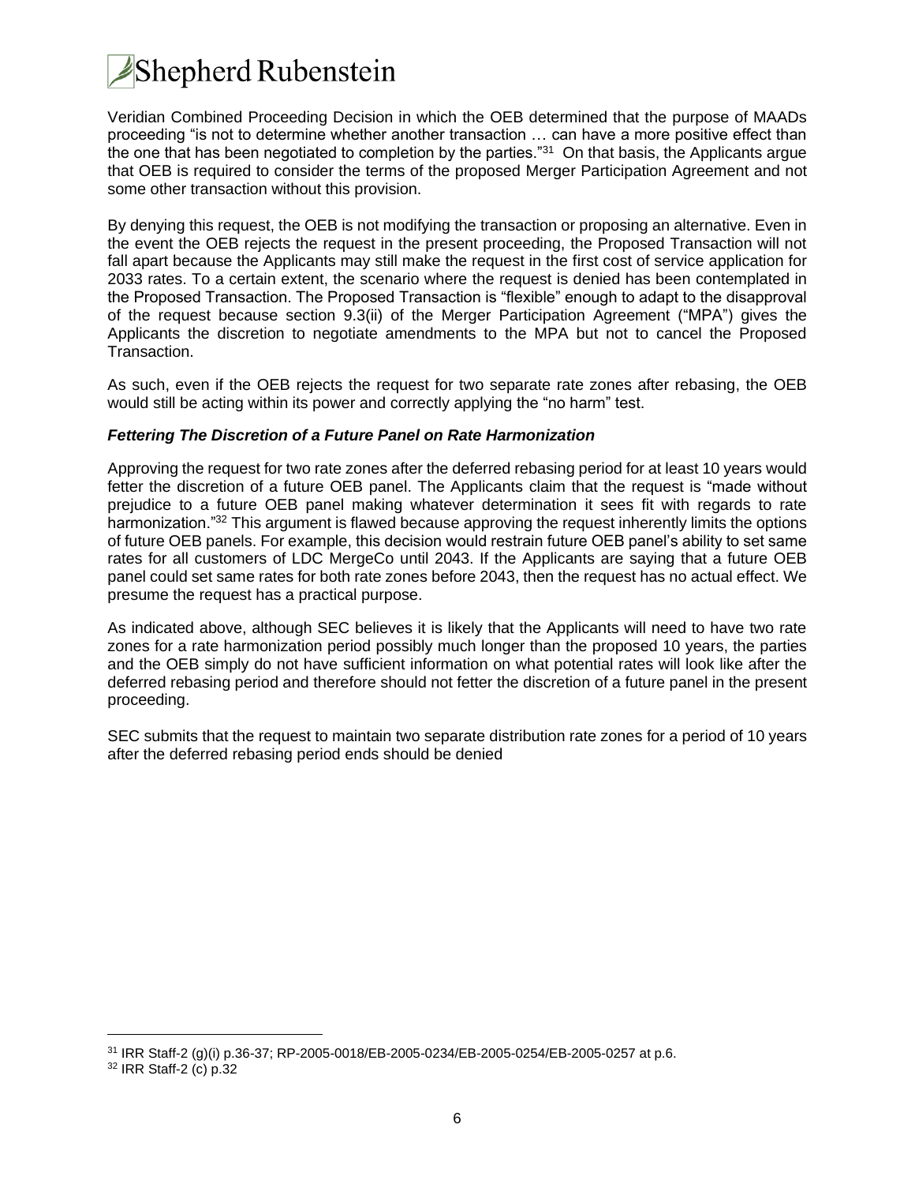Veridian Combined Proceeding Decision in which the OEB determined that the purpose of MAADs proceeding "is not to determine whether another transaction … can have a more positive effect than the one that has been negotiated to completion by the parties."[31] On that basis, the Applicants argue that OEB is required to consider the terms of the proposed Merger Participation Agreement and not some other transaction without this provision.

By denying this request, the OEB is not modifying the transaction or proposing an alternative. Even in the event the OEB rejects the request in the present proceeding, the Proposed Transaction will not fall apart because the Applicants may still make the request in the first cost of service application for 2033 rates. To a certain extent, the scenario where the request is denied has been contemplated in the Proposed Transaction. The Proposed Transaction is "flexible" enough to adapt to the disapproval of the request because section 9.3(ii) of the Merger Participation Agreement ("MPA") gives the Applicants the discretion to negotiate amendments to the MPA but not to cancel the Proposed Transaction.

As such, even if the OEB rejects the request for two separate rate zones after rebasing, the OEB would still be acting within its power and correctly applying the "no harm" test.

***Fettering The Discretion of a Future Panel on Rate Harmonization***

Approving the request for two rate zones after the deferred rebasing period for at least 10 years would fetter the discretion of a future OEB panel. The Applicants claim that the request is "made without prejudice to a future OEB panel making whatever determination it sees fit with regards to rate harmonization."[32] This argument is flawed because approving the request inherently limits the options of future OEB panels. For example, this decision would restrain future OEB panel's ability to set same rates for all customers of LDC MergeCo until 2043. If the Applicants are saying that a future OEB panel could set same rates for both rate zones before 2043, then the request has no actual effect. We presume the request has a practical purpose.

As indicated above, although SEC believes it is likely that the Applicants will need to have two rate zones for a rate harmonization period possibly much longer than the proposed 10 years, the parties and the OEB simply do not have sufficient information on what potential rates will look like after the deferred rebasing period and therefore should not fetter the discretion of a future panel in the present proceeding.

SEC submits that the request to maintain two separate distribution rate zones for a period of 10 years after the deferred rebasing period ends should be denied

---

[31] IRR Staff-2 (g)(i) p.36-37; RP-2005-0018/EB-2005-0234/EB-2005-0254/EB-2005-0257 at p.6.

[32] IRR Staff-2 (c) p.32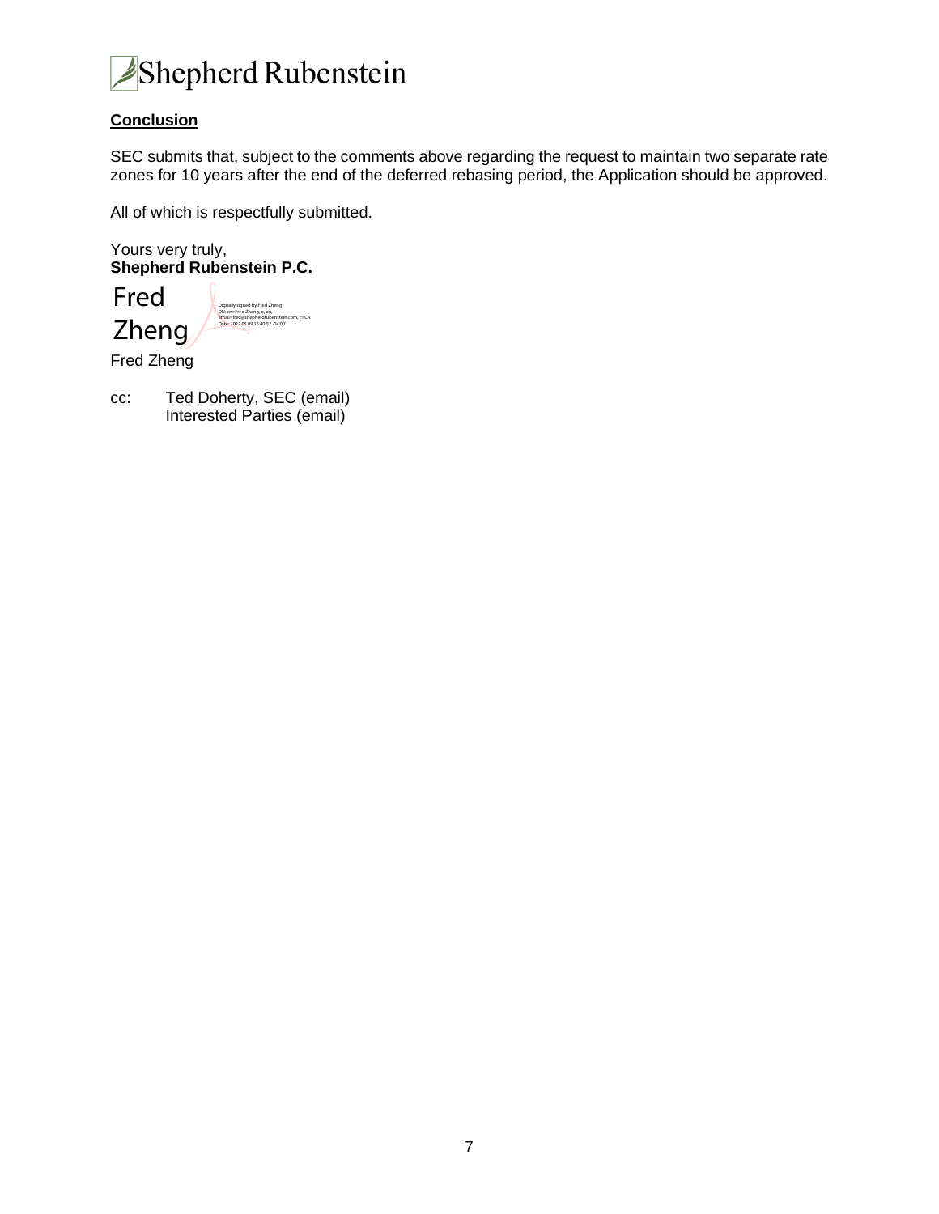## **Conclusion**

SEC submits that, subject to the comments above regarding the request to maintain two separate rate zones for 10 years after the end of the deferred rebasing period, the Application should be approved.

All of which is respectfully submitted.

Yours very truly,
**Shepherd Rubenstein P.C.**

Fred Zheng

Digitally signed by Fred Zheng
DN: cn=Fred Zheng, o, ou, email=fred@shepherdrubenstein.com, c=CA
Date: 2022.05.09 15:40:52 -04'00'

Fred Zheng

cc: Ted Doherty, SEC (email)
Interested Parties (email)